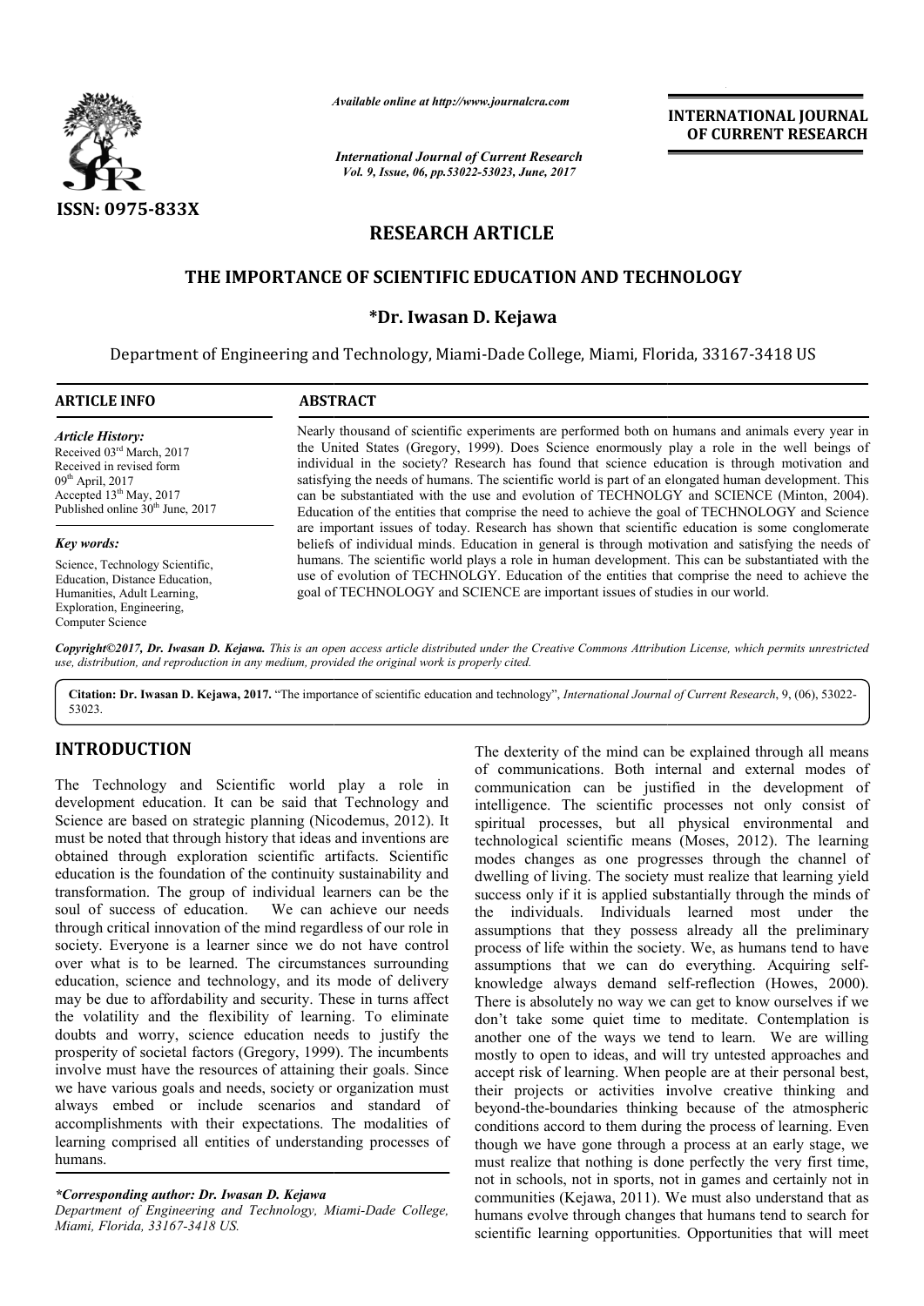RESEARCH ARTICLE

# THE IMPORTANCE OF SCIENTIFIC EDUCATION AND TECHNOLOGY

**\*Dr. Iwasan D. Kejawa**

Department of Engineering and Technology, Miami-Dade College, Miami, Florida, 33167-3418 US

**ARTICLE INFO**

*Article History:*
Received 03rd March, 2017
Received in revised form 09th April, 2017
Accepted 13th May, 2017
Published online 30th June, 2017

*Key words:*
Science, Technology Scientific, Education, Distance Education, Humanities, Adult Learning, Exploration, Engineering, Computer Science

**ABSTRACT**

Nearly thousand of scientific experiments are performed both on humans and animals every year in the United States (Gregory, 1999). Does Science enormously play a role in the well beings of individual in the society? Research has found that science education is through motivation and satisfying the needs of humans. The scientific world is part of an elongated human development. This can be substantiated with the use and evolution of TECHNOLGY and SCIENCE (Minton, 2004). Education of the entities that comprise the need to achieve the goal of TECHNOLOGY and Science are important issues of today. Research has shown that scientific education is some conglomerate beliefs of individual minds. Education in general is through motivation and satisfying the needs of humans. The scientific world plays a role in human development. This can be substantiated with the use of evolution of TECHNOLGY. Education of the entities that comprise the need to achieve the goal of TECHNOLOGY and SCIENCE are important issues of studies in our world.

*Copyright©2017, Dr. Iwasan D. Kejawa. This is an open access article distributed under the Creative Commons Attribution License, which permits unrestricted use, distribution, and reproduction in any medium, provided the original work is properly cited.*

**Citation: Dr. Iwasan D. Kejawa, 2017.** "The importance of scientific education and technology", *International Journal of Current Research*, 9, (06), 53022-53023.

## INTRODUCTION

The Technology and Scientific world play a role in development education. It can be said that Technology and Science are based on strategic planning (Nicodemus, 2012). It must be noted that through history that ideas and inventions are obtained through exploration scientific artifacts. Scientific education is the foundation of the continuity sustainability and transformation. The group of individual learners can be the soul of success of education. We can achieve our needs through critical innovation of the mind regardless of our role in society. Everyone is a learner since we do not have control over what is to be learned. The circumstances surrounding education, science and technology, and its mode of delivery may be due to affordability and security. These in turns affect the volatility and the flexibility of learning. To eliminate doubts and worry, science education needs to justify the prosperity of societal factors (Gregory, 1999). The incumbents involve must have the resources of attaining their goals. Since we have various goals and needs, society or organization must always embed or include scenarios and standard of accomplishments with their expectations. The modalities of learning comprised all entities of understanding processes of humans.

The dexterity of the mind can be explained through all means of communications. Both internal and external modes of communication can be justified in the development of intelligence. The scientific processes not only consist of spiritual processes, but all physical environmental and technological scientific means (Moses, 2012). The learning modes changes as one progresses through the channel of dwelling of living. The society must realize that learning yield success only if it is applied substantially through the minds of the individuals. Individuals learned most under the assumptions that they possess already all the preliminary process of life within the society. We, as humans tend to have assumptions that we can do everything. Acquiring self-knowledge always demand self-reflection (Howes, 2000). There is absolutely no way we can get to know ourselves if we don't take some quiet time to meditate. Contemplation is another one of the ways we tend to learn. We are willing mostly to open to ideas, and will try untested approaches and accept risk of learning. When people are at their personal best, their projects or activities involve creative thinking and beyond-the-boundaries thinking because of the atmospheric conditions accord to them during the process of learning. Even though we have gone through a process at an early stage, we must realize that nothing is done perfectly the very first time, not in schools, not in sports, not in games and certainly not in communities (Kejawa, 2011). We must also understand that as humans evolve through changes that humans tend to search for scientific learning opportunities. Opportunities that will meet

*\*Corresponding author: Dr. Iwasan D. Kejawa*
*Department of Engineering and Technology, Miami-Dade College, Miami, Florida, 33167-3418 US.*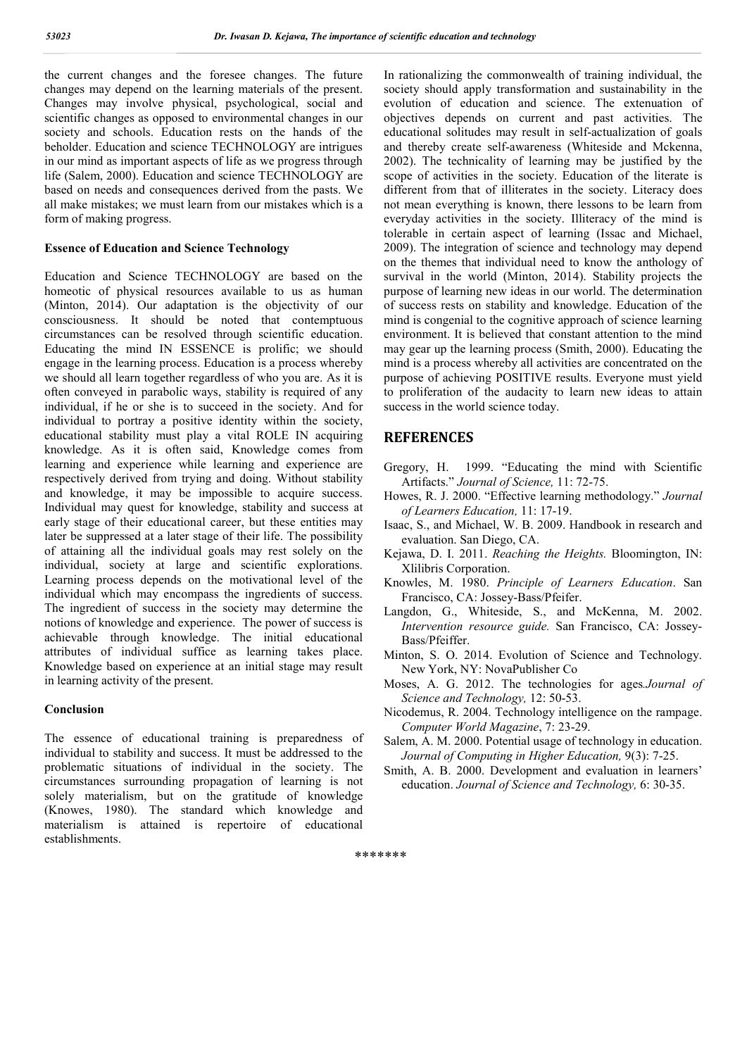the current changes and the foresee changes. The future changes may depend on the learning materials of the present. Changes may involve physical, psychological, social and scientific changes as opposed to environmental changes in our society and schools. Education rests on the hands of the beholder. Education and science TECHNOLOGY are intrigues in our mind as important aspects of life as we progress through life (Salem, 2000). Education and science TECHNOLOGY are based on needs and consequences derived from the pasts. We all make mistakes; we must learn from our mistakes which is a form of making progress.

### Essence of Education and Science Technology

Education and Science TECHNOLOGY are based on the homeotic of physical resources available to us as human (Minton, 2014). Our adaptation is the objectivity of our consciousness. It should be noted that contemptuous circumstances can be resolved through scientific education. Educating the mind IN ESSENCE is prolific; we should engage in the learning process. Education is a process whereby we should all learn together regardless of who you are. As it is often conveyed in parabolic ways, stability is required of any individual, if he or she is to succeed in the society. And for individual to portray a positive identity within the society, educational stability must play a vital ROLE IN acquiring knowledge. As it is often said, Knowledge comes from learning and experience while learning and experience are respectively derived from trying and doing. Without stability and knowledge, it may be impossible to acquire success. Individual may quest for knowledge, stability and success at early stage of their educational career, but these entities may later be suppressed at a later stage of their life. The possibility of attaining all the individual goals may rest solely on the individual, society at large and scientific explorations. Learning process depends on the motivational level of the individual which may encompass the ingredients of success. The ingredient of success in the society may determine the notions of knowledge and experience. The power of success is achievable through knowledge. The initial educational attributes of individual suffice as learning takes place. Knowledge based on experience at an initial stage may result in learning activity of the present.

### Conclusion

The essence of educational training is preparedness of individual to stability and success. It must be addressed to the problematic situations of individual in the society. The circumstances surrounding propagation of learning is not solely materialism, but on the gratitude of knowledge (Knowes, 1980). The standard which knowledge and materialism is attained is repertoire of educational establishments.

In rationalizing the commonwealth of training individual, the society should apply transformation and sustainability in the evolution of education and science. The extenuation of objectives depends on current and past activities. The educational solitudes may result in self-actualization of goals and thereby create self-awareness (Whiteside and Mckenna, 2002). The technicality of learning may be justified by the scope of activities in the society. Education of the literate is different from that of illiterates in the society. Literacy does not mean everything is known, there lessons to be learn from everyday activities in the society. Illiteracy of the mind is tolerable in certain aspect of learning (Issac and Michael, 2009). The integration of science and technology may depend on the themes that individual need to know the anthology of survival in the world (Minton, 2014). Stability projects the purpose of learning new ideas in our world. The determination of success rests on stability and knowledge. Education of the mind is congenial to the cognitive approach of science learning environment. It is believed that constant attention to the mind may gear up the learning process (Smith, 2000). Educating the mind is a process whereby all activities are concentrated on the purpose of achieving POSITIVE results. Everyone must yield to proliferation of the audacity to learn new ideas to attain success in the world science today.

## REFERENCES

Gregory, H. 1999. "Educating the mind with Scientific Artifacts." *Journal of Science,* 11: 72-75.

Howes, R. J. 2000. "Effective learning methodology." *Journal of Learners Education,* 11: 17-19.

Isaac, S., and Michael, W. B. 2009. Handbook in research and evaluation. San Diego, CA.

Kejawa, D. I. 2011. *Reaching the Heights.* Bloomington, IN: Xlilibris Corporation.

Knowles, M. 1980. *Principle of Learners Education*. San Francisco, CA: Jossey-Bass/Pfeifer.

Langdon, G., Whiteside, S., and McKenna, M. 2002. *Intervention resource guide.* San Francisco, CA: Jossey-Bass/Pfeiffer.

Minton, S. O. 2014. Evolution of Science and Technology. New York, NY: NovaPublisher Co

Moses, A. G. 2012. The technologies for ages.*Journal of Science and Technology,* 12: 50-53.

Nicodemus, R. 2004. Technology intelligence on the rampage. *Computer World Magazine*, 7: 23-29.

Salem, A. M. 2000. Potential usage of technology in education. *Journal of Computing in Higher Education,* 9(3): 7-25.

Smith, A. B. 2000. Development and evaluation in learners' education. *Journal of Science and Technology,* 6: 30-35.

*******